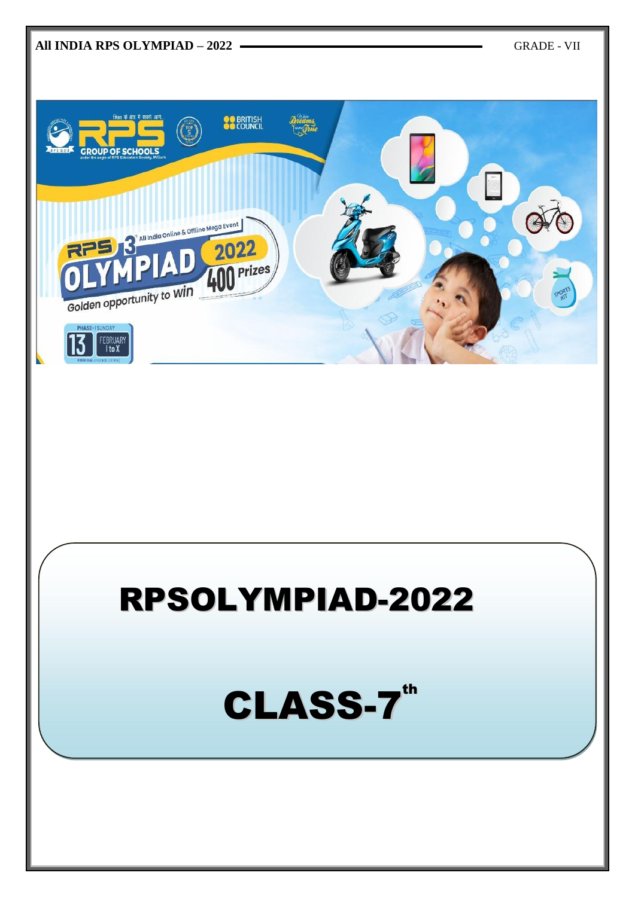# RPSOLYMPIAD-2022

# CLASS-7th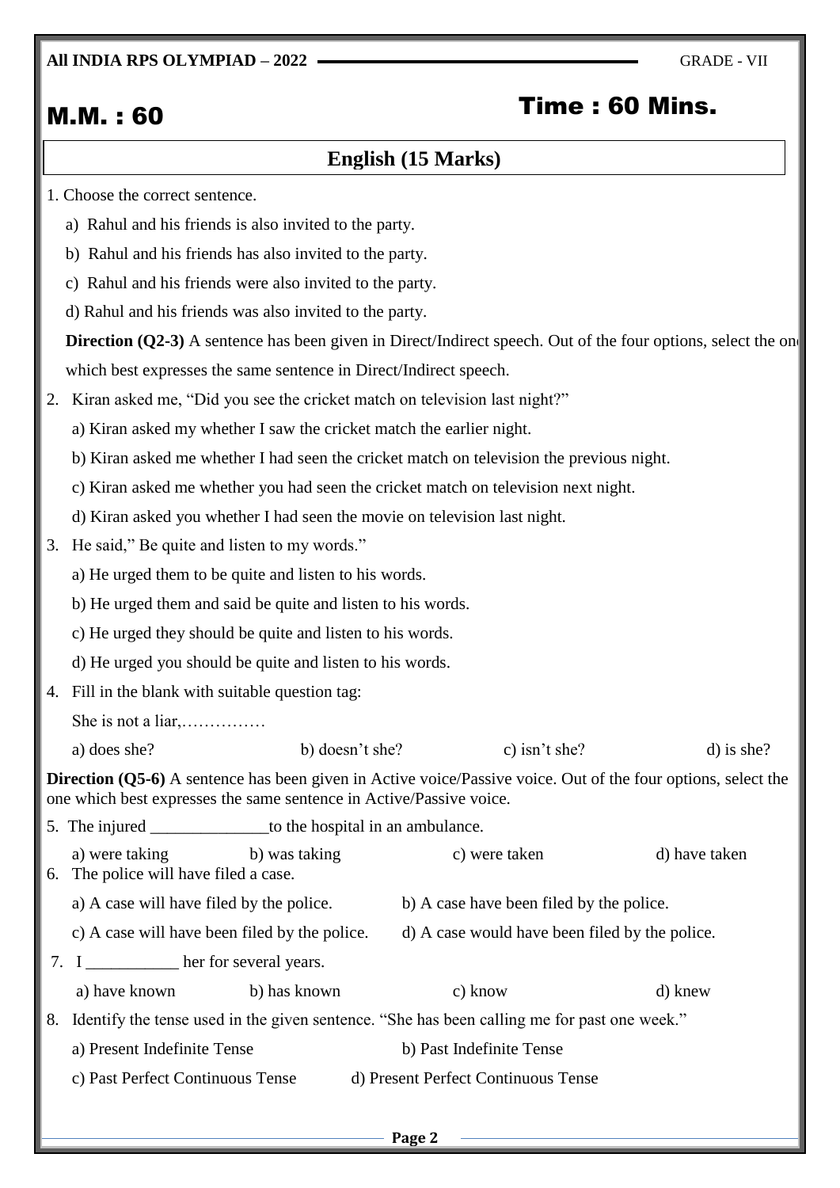**All INDIA RPS OLYMPIAD – 2022** GRADE - VII

**M.M. : 60** **Time : 60 Mins.**

## English (15 Marks)

1. Choose the correct sentence.

   a) Rahul and his friends is also invited to the party.

   b) Rahul and his friends has also invited to the party.

   c) Rahul and his friends were also invited to the party.

   d) Rahul and his friends was also invited to the party.

**Direction (Q2-3)** A sentence has been given in Direct/Indirect speech. Out of the four options, select the one which best expresses the same sentence in Direct/Indirect speech.

2. Kiran asked me, "Did you see the cricket match on television last night?"

   a) Kiran asked my whether I saw the cricket match the earlier night.

   b) Kiran asked me whether I had seen the cricket match on television the previous night.

   c) Kiran asked me whether you had seen the cricket match on television next night.

   d) Kiran asked you whether I had seen the movie on television last night.

3. He said," Be quite and listen to my words."

   a) He urged them to be quite and listen to his words.

   b) He urged them and said be quite and listen to his words.

   c) He urged they should be quite and listen to his words.

   d) He urged you should be quite and listen to his words.

4. Fill in the blank with suitable question tag:

   She is not a liar,……………

   a) does she? b) doesn't she? c) isn't she? d) is she?

**Direction (Q5-6)** A sentence has been given in Active voice/Passive voice. Out of the four options, select the one which best expresses the same sentence in Active/Passive voice.

5. The injured ______________to the hospital in an ambulance.

   a) were taking b) was taking c) were taken d) have taken

6. The police will have filed a case.

   a) A case will have filed by the police. b) A case have been filed by the police.

   c) A case will have been filed by the police. d) A case would have been filed by the police.

7. I ___________ her for several years.

   a) have known b) has known c) know d) knew

8. Identify the tense used in the given sentence. "She has been calling me for past one week."

   a) Present Indefinite Tense b) Past Indefinite Tense

   c) Past Perfect Continuous Tense d) Present Perfect Continuous Tense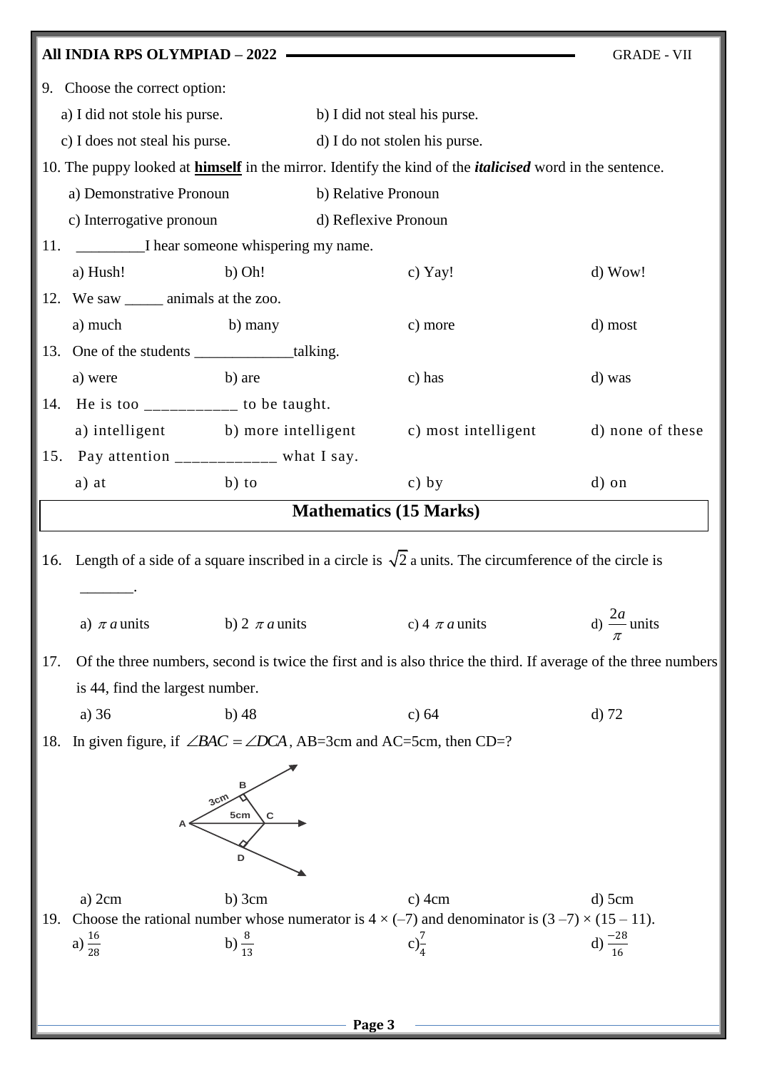9. Choose the correct option:

a) I did not stole his purse. b) I did not steal his purse.

c) I does not steal his purse. d) I do not stolen his purse.

10. The puppy looked at **himself** in the mirror. Identify the kind of the ***italicised*** word in the sentence.

a) Demonstrative Pronoun b) Relative Pronoun

c) Interrogative pronoun d) Reflexive Pronoun

11. _________I hear someone whispering my name.

a) Hush! b) Oh! c) Yay! d) Wow!

12. We saw _____ animals at the zoo.

a) much b) many c) more d) most

13. One of the students _____________talking.

a) were b) are c) has d) was

14. He is too ___________ to be taught.

a) intelligent b) more intelligent c) most intelligent d) none of these

15. Pay attention ____________ what I say.

a) at b) to c) by d) on

## Mathematics (15 Marks)

16. Length of a side of a square inscribed in a circle is $\sqrt{2}$ a units. The circumference of the circle is _______.

a) $\pi a$ units b) $2 \pi a$ units c) $4 \pi a$ units d) $\frac{2a}{\pi}$ units

17. Of the three numbers, second is twice the first and is also thrice the third. If average of the three numbers is 44, find the largest number.

a) 36 b) 48 c) 64 d) 72

18. In given figure, if $\angle BAC = \angle DCA$, AB=3cm and AC=5cm, then CD=?

a) 2cm b) 3cm c) 4cm d) 5cm

19. Choose the rational number whose numerator is $4 \times (-7)$ and denominator is $(3 - 7) \times (15 - 11)$.

a) $\frac{16}{28}$ b) $\frac{8}{13}$ c) $\frac{7}{4}$ d) $\frac{-28}{16}$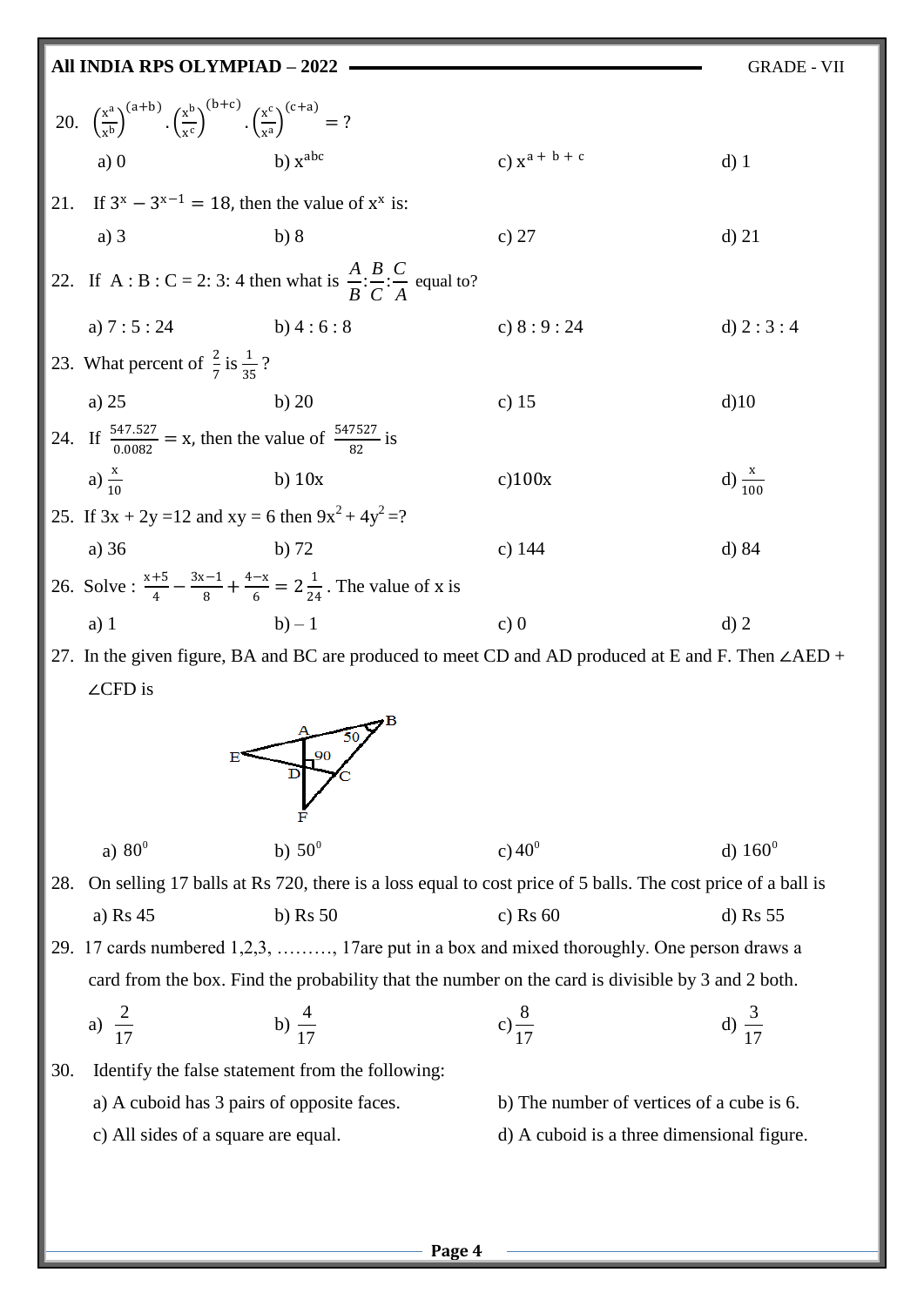20. $\left(\frac{x^a}{x^b}\right)^{(a+b)} \cdot \left(\frac{x^b}{x^c}\right)^{(b+c)} \cdot \left(\frac{x^c}{x^a}\right)^{(c+a)} = ?$

a) 0 b) $x^{abc}$ c) $x^{a+b+c}$ d) 1

21. If $3^x - 3^{x-1} = 18$, then the value of $x^x$ is:

a) 3 b) 8 c) 27 d) 21

22. If A : B : C = 2: 3: 4 then what is $\frac{A}{B}:\frac{B}{C}:\frac{C}{A}$ equal to?

a) 7 : 5 : 24 b) 4 : 6 : 8 c) 8 : 9 : 24 d) 2 : 3 : 4

23. What percent of $\frac{2}{7}$ is $\frac{1}{35}$ ?

a) 25 b) 20 c) 15 d)10

24. If $\frac{547.527}{0.0082} = x$, then the value of $\frac{547527}{82}$ is

a) $\frac{x}{10}$ b) 10x c)100x d) $\frac{x}{100}$

25. If 3x + 2y =12 and xy = 6 then $9x^2 + 4y^2$ =?

a) 36 b) 72 c) 144 d) 84

26. Solve : $\frac{x+5}{4} - \frac{3x-1}{8} + \frac{4-x}{6} = 2\frac{1}{24}$ . The value of x is

a) 1 b) – 1 c) 0 d) 2

27. In the given figure, BA and BC are produced to meet CD and AD produced at E and F. Then ∠AED + ∠CFD is

a) $80^0$ b) $50^0$ c) $40^0$ d) $160^0$

28. On selling 17 balls at Rs 720, there is a loss equal to cost price of 5 balls. The cost price of a ball is

a) Rs 45 b) Rs 50 c) Rs 60 d) Rs 55

29. 17 cards numbered 1,2,3, ………, 17are put in a box and mixed thoroughly. One person draws a card from the box. Find the probability that the number on the card is divisible by 3 and 2 both.

a) $\frac{2}{17}$ b) $\frac{4}{17}$ c) $\frac{8}{17}$ d) $\frac{3}{17}$

30. Identify the false statement from the following:

a) A cuboid has 3 pairs of opposite faces.

b) The number of vertices of a cube is 6.

c) All sides of a square are equal.

d) A cuboid is a three dimensional figure.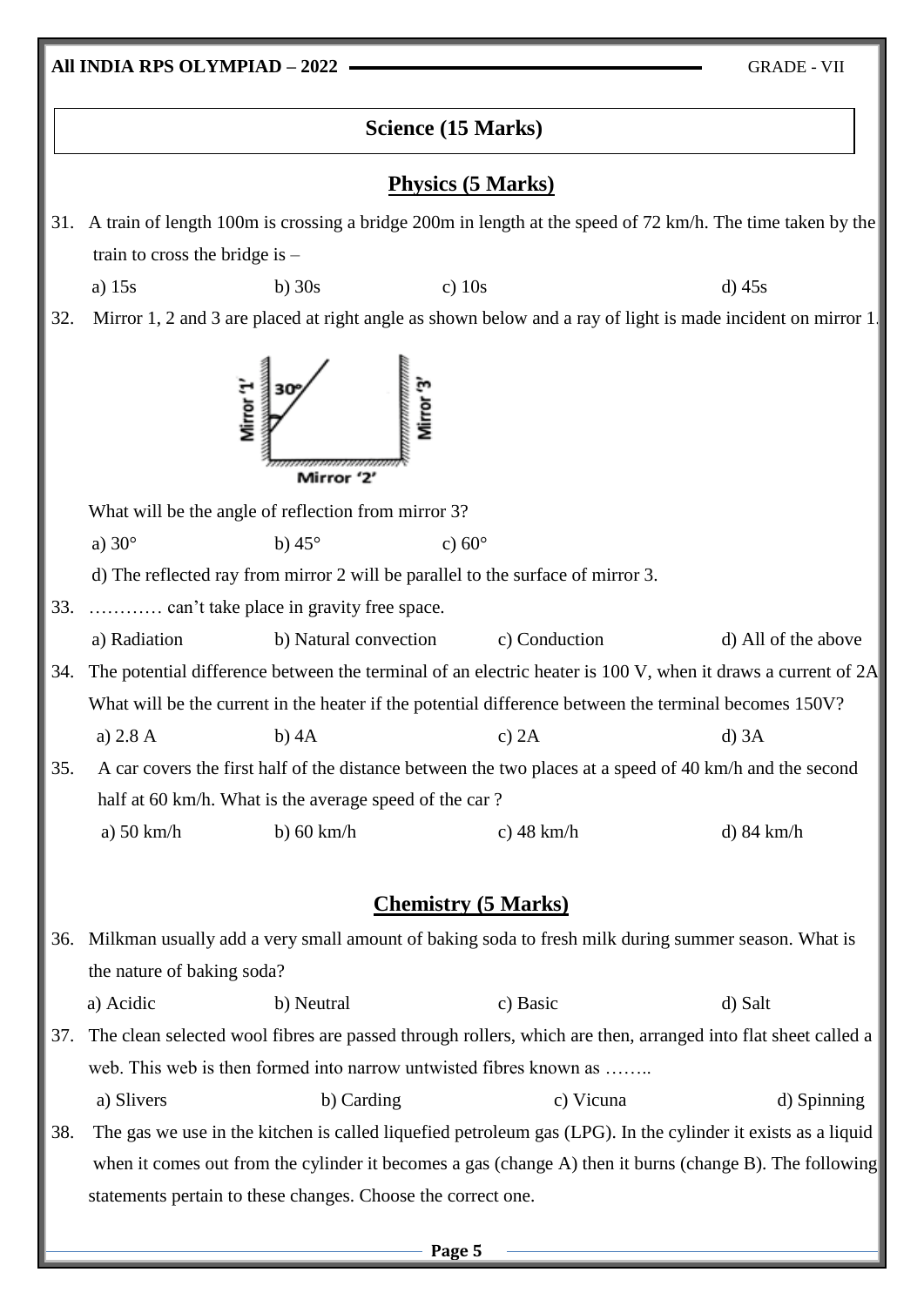## Science (15 Marks)

### Physics (5 Marks)

31. A train of length 100m is crossing a bridge 200m in length at the speed of 72 km/h. The time taken by the train to cross the bridge is –

    a) 15s  b) 30s  c) 10s  d) 45s

32. Mirror 1, 2 and 3 are placed at right angle as shown below and a ray of light is made incident on mirror 1.

    What will be the angle of reflection from mirror 3?

    a) 30°  b) 45°  c) 60°

    d) The reflected ray from mirror 2 will be parallel to the surface of mirror 3.

33. ………… can't take place in gravity free space.

    a) Radiation  b) Natural convection  c) Conduction  d) All of the above

34. The potential difference between the terminal of an electric heater is 100 V, when it draws a current of 2A. What will be the current in the heater if the potential difference between the terminal becomes 150V?

    a) 2.8 A  b) 4A  c) 2A  d) 3A

35. A car covers the first half of the distance between the two places at a speed of 40 km/h and the second half at 60 km/h. What is the average speed of the car ?

    a) 50 km/h  b) 60 km/h  c) 48 km/h  d) 84 km/h

### Chemistry (5 Marks)

36. Milkman usually add a very small amount of baking soda to fresh milk during summer season. What is the nature of baking soda?

    a) Acidic  b) Neutral  c) Basic  d) Salt

37. The clean selected wool fibres are passed through rollers, which are then, arranged into flat sheet called a web. This web is then formed into narrow untwisted fibres known as ……..

    a) Slivers  b) Carding  c) Vicuna  d) Spinning

38. The gas we use in the kitchen is called liquefied petroleum gas (LPG). In the cylinder it exists as a liquid when it comes out from the cylinder it becomes a gas (change A) then it burns (change B). The following statements pertain to these changes. Choose the correct one.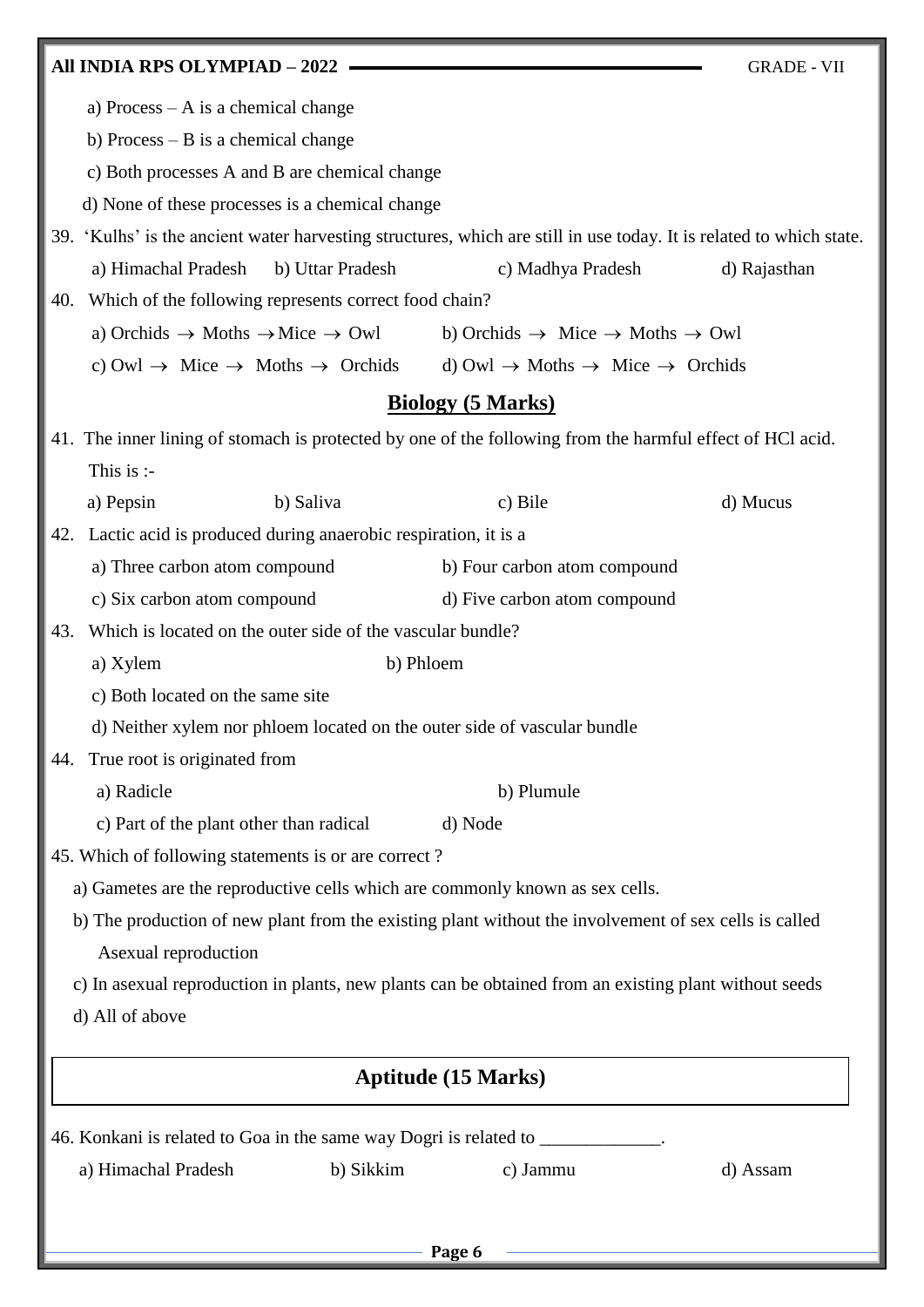a) Process – A is a chemical change

b) Process – B is a chemical change

c) Both processes A and B are chemical change

d) None of these processes is a chemical change

39. 'Kulhs' is the ancient water harvesting structures, which are still in use today. It is related to which state.

a) Himachal Pradesh  b) Uttar Pradesh  c) Madhya Pradesh  d) Rajasthan

40. Which of the following represents correct food chain?

a) Orchids $\rightarrow$ Moths $\rightarrow$ Mice $\rightarrow$ Owl  b) Orchids $\rightarrow$ Mice $\rightarrow$ Moths $\rightarrow$ Owl

c) Owl $\rightarrow$ Mice $\rightarrow$ Moths $\rightarrow$ Orchids  d) Owl $\rightarrow$ Moths $\rightarrow$ Mice $\rightarrow$ Orchids

## Biology (5 Marks)

41. The inner lining of stomach is protected by one of the following from the harmful effect of HCl acid. This is :-

a) Pepsin  b) Saliva  c) Bile  d) Mucus

42. Lactic acid is produced during anaerobic respiration, it is a

a) Three carbon atom compound  b) Four carbon atom compound

c) Six carbon atom compound  d) Five carbon atom compound

43. Which is located on the outer side of the vascular bundle?

a) Xylem  b) Phloem

c) Both located on the same site

d) Neither xylem nor phloem located on the outer side of vascular bundle

44. True root is originated from

a) Radicle  b) Plumule

c) Part of the plant other than radical  d) Node

45. Which of following statements is or are correct ?

a) Gametes are the reproductive cells which are commonly known as sex cells.

b) The production of new plant from the existing plant without the involvement of sex cells is called Asexual reproduction

c) In asexual reproduction in plants, new plants can be obtained from an existing plant without seeds

d) All of above

## Aptitude (15 Marks)

46. Konkani is related to Goa in the same way Dogri is related to _____________.

a) Himachal Pradesh  b) Sikkim  c) Jammu  d) Assam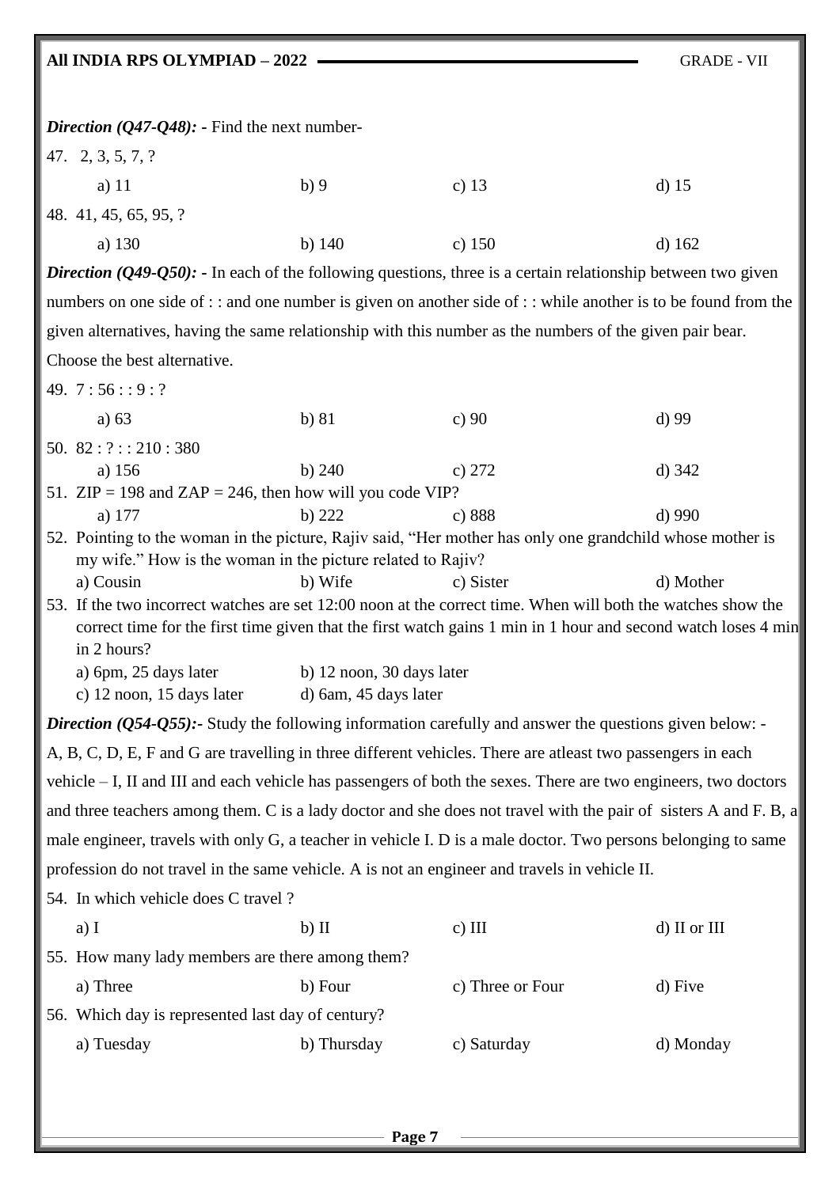***Direction (Q47-Q48):*** - Find the next number-

47. 2, 3, 5, 7, ?

a) 11 &nbsp;&nbsp;&nbsp; b) 9 &nbsp;&nbsp;&nbsp; c) 13 &nbsp;&nbsp;&nbsp; d) 15

48. 41, 45, 65, 95, ?

a) 130 &nbsp;&nbsp;&nbsp; b) 140 &nbsp;&nbsp;&nbsp; c) 150 &nbsp;&nbsp;&nbsp; d) 162

***Direction (Q49-Q50):*** - In each of the following questions, three is a certain relationship between two given numbers on one side of : : and one number is given on another side of : : while another is to be found from the given alternatives, having the same relationship with this number as the numbers of the given pair bear. Choose the best alternative.

49. 7 : 56 : : 9 : ?

a) 63 &nbsp;&nbsp;&nbsp; b) 81 &nbsp;&nbsp;&nbsp; c) 90 &nbsp;&nbsp;&nbsp; d) 99

50. 82 : ? : : 210 : 380

a) 156 &nbsp;&nbsp;&nbsp; b) 240 &nbsp;&nbsp;&nbsp; c) 272 &nbsp;&nbsp;&nbsp; d) 342

51. ZIP = 198 and ZAP = 246, then how will you code VIP?

a) 177 &nbsp;&nbsp;&nbsp; b) 222 &nbsp;&nbsp;&nbsp; c) 888 &nbsp;&nbsp;&nbsp; d) 990

52. Pointing to the woman in the picture, Rajiv said, "Her mother has only one grandchild whose mother is my wife." How is the woman in the picture related to Rajiv?

a) Cousin &nbsp;&nbsp;&nbsp; b) Wife &nbsp;&nbsp;&nbsp; c) Sister &nbsp;&nbsp;&nbsp; d) Mother

53. If the two incorrect watches are set 12:00 noon at the correct time. When will both the watches show the correct time for the first time given that the first watch gains 1 min in 1 hour and second watch loses 4 min in 2 hours?

a) 6pm, 25 days later &nbsp;&nbsp;&nbsp; b) 12 noon, 30 days later

c) 12 noon, 15 days later &nbsp;&nbsp;&nbsp; d) 6am, 45 days later

***Direction (Q54-Q55):-*** Study the following information carefully and answer the questions given below: -

A, B, C, D, E, F and G are travelling in three different vehicles. There are atleast two passengers in each vehicle – I, II and III and each vehicle has passengers of both the sexes. There are two engineers, two doctors and three teachers among them. C is a lady doctor and she does not travel with the pair of sisters A and F. B, a male engineer, travels with only G, a teacher in vehicle I. D is a male doctor. Two persons belonging to same profession do not travel in the same vehicle. A is not an engineer and travels in vehicle II.

54. In which vehicle does C travel ?

a) I &nbsp;&nbsp;&nbsp; b) II &nbsp;&nbsp;&nbsp; c) III &nbsp;&nbsp;&nbsp; d) II or III

55. How many lady members are there among them?

a) Three &nbsp;&nbsp;&nbsp; b) Four &nbsp;&nbsp;&nbsp; c) Three or Four &nbsp;&nbsp;&nbsp; d) Five

56. Which day is represented last day of century?

a) Tuesday &nbsp;&nbsp;&nbsp; b) Thursday &nbsp;&nbsp;&nbsp; c) Saturday &nbsp;&nbsp;&nbsp; d) Monday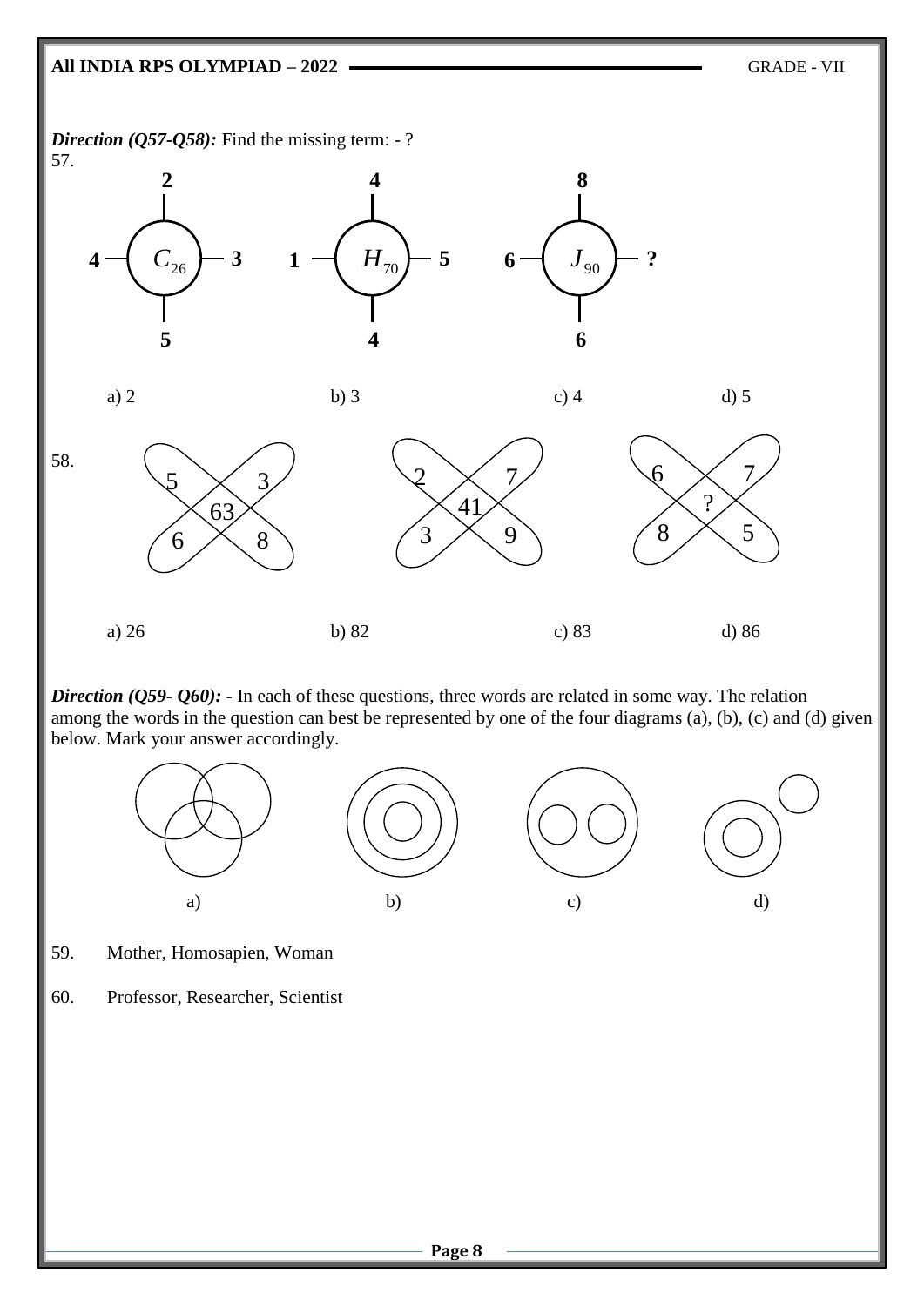***Direction (Q57-Q58):*** Find the missing term: - ?

57.

2

4 — $C_{26}$ — 3

5

4

1 — $H_{70}$ — 5

4

8

6 — $J_{90}$ — ?

6

a) 2 b) 3 c) 4 d) 5

58.

5 3
63
6 8

2 7
41
3 9

6 7
?
8 5

a) 26 b) 82 c) 83 d) 86

***Direction (Q59- Q60):*** - In each of these questions, three words are related in some way. The relation among the words in the question can best be represented by one of the four diagrams (a), (b), (c) and (d) given below. Mark your answer accordingly.

a) b) c) d)

59. Mother, Homosapien, Woman

60. Professor, Researcher, Scientist